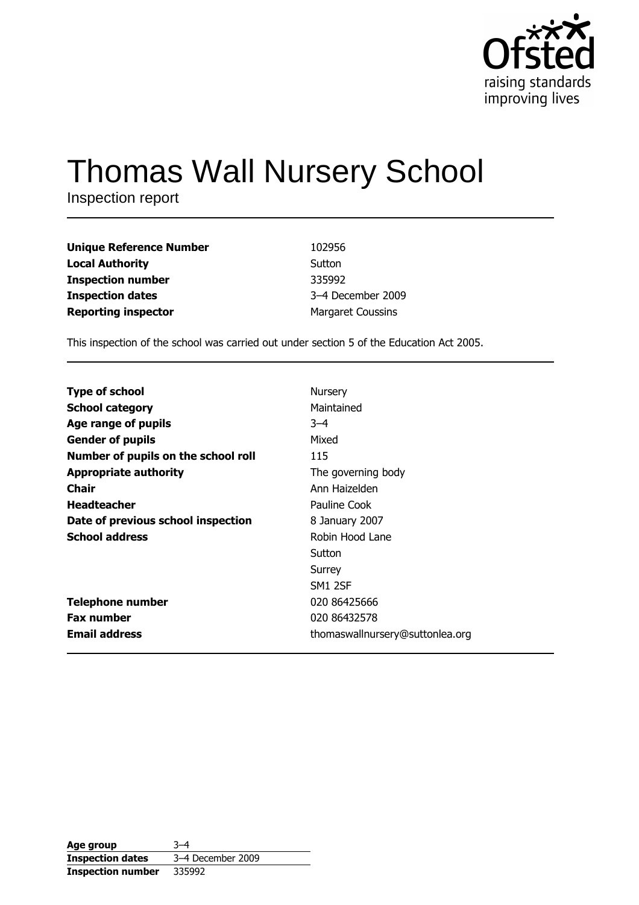# Thomas Wall Nursery School

Inspection report

| | |
|---|---|
| **Unique Reference Number** | 102956 |
| **Local Authority** | Sutton |
| **Inspection number** | 335992 |
| **Inspection dates** | 3–4 December 2009 |
| **Reporting inspector** | Margaret Coussins |

This inspection of the school was carried out under section 5 of the Education Act 2005.

| | |
|---|---|
| **Type of school** | Nursery |
| **School category** | Maintained |
| **Age range of pupils** | 3–4 |
| **Gender of pupils** | Mixed |
| **Number of pupils on the school roll** | 115 |
| **Appropriate authority** | The governing body |
| **Chair** | Ann Haizelden |
| **Headteacher** | Pauline Cook |
| **Date of previous school inspection** | 8 January 2007 |
| **School address** | Robin Hood Lane |
| | Sutton |
| | Surrey |
| | SM1 2SF |
| **Telephone number** | 020 86425666 |
| **Fax number** | 020 86432578 |
| **Email address** | thomaswallnursery@suttonlea.org |

| | |
|---|---|
| **Age group** | 3–4 |
| **Inspection dates** | 3–4 December 2009 |
| **Inspection number** | 335992 |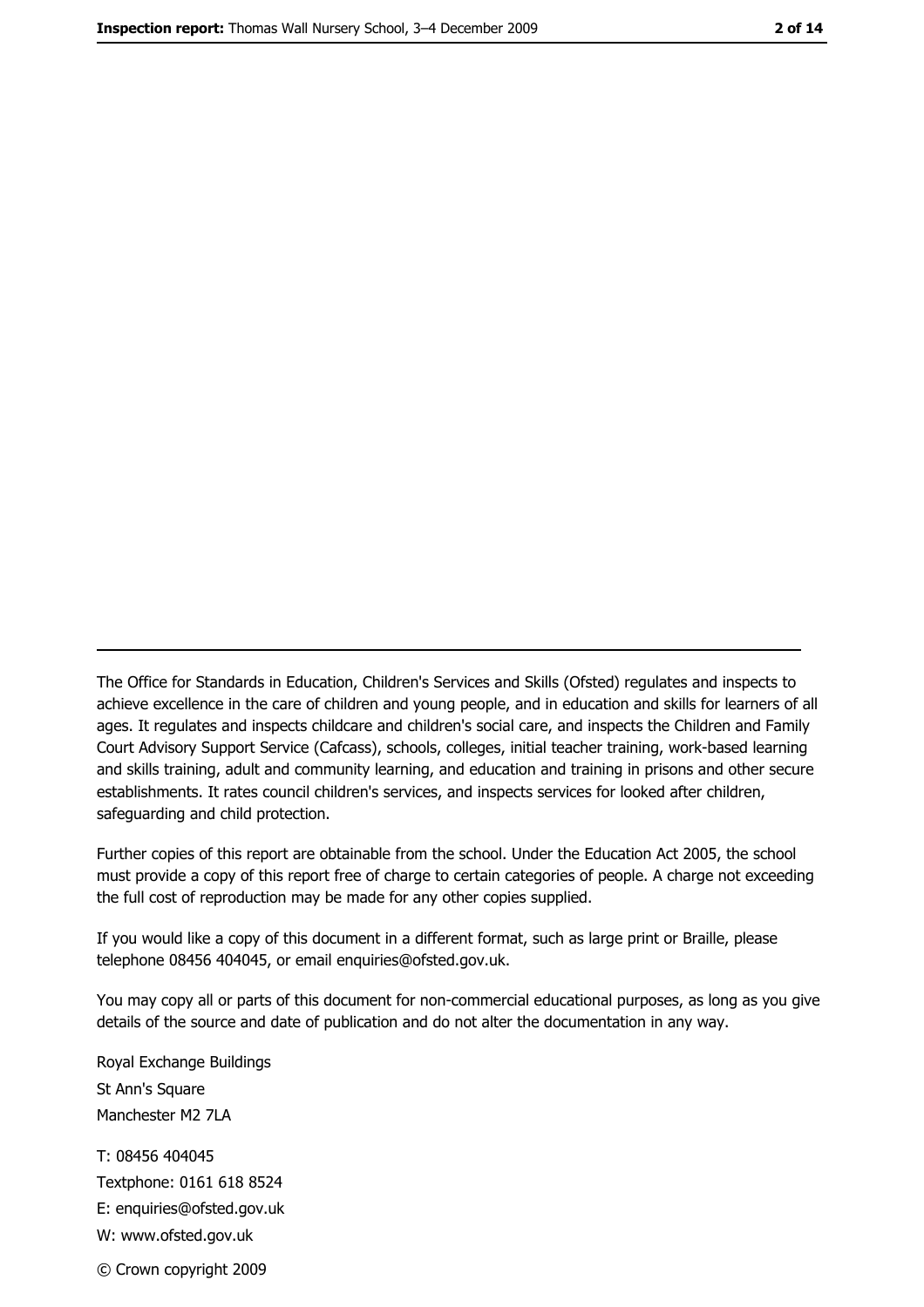The Office for Standards in Education, Children's Services and Skills (Ofsted) regulates and inspects to achieve excellence in the care of children and young people, and in education and skills for learners of all ages. It regulates and inspects childcare and children's social care, and inspects the Children and Family Court Advisory Support Service (Cafcass), schools, colleges, initial teacher training, work-based learning and skills training, adult and community learning, and education and training in prisons and other secure establishments. It rates council children's services, and inspects services for looked after children, safeguarding and child protection.

Further copies of this report are obtainable from the school. Under the Education Act 2005, the school must provide a copy of this report free of charge to certain categories of people. A charge not exceeding the full cost of reproduction may be made for any other copies supplied.

If you would like a copy of this document in a different format, such as large print or Braille, please telephone 08456 404045, or email enquiries@ofsted.gov.uk.

You may copy all or parts of this document for non-commercial educational purposes, as long as you give details of the source and date of publication and do not alter the documentation in any way.

Royal Exchange Buildings
St Ann's Square
Manchester M2 7LA

T: 08456 404045
Textphone: 0161 618 8524
E: enquiries@ofsted.gov.uk
W: www.ofsted.gov.uk

© Crown copyright 2009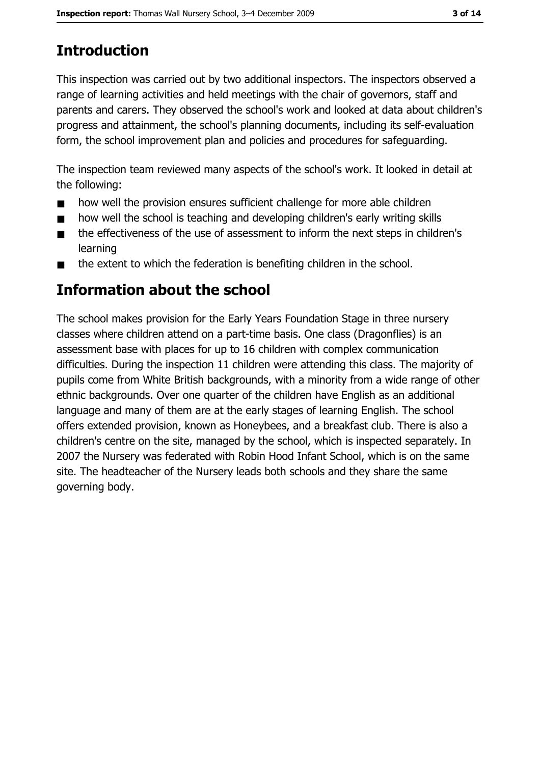## Introduction

This inspection was carried out by two additional inspectors. The inspectors observed a range of learning activities and held meetings with the chair of governors, staff and parents and carers. They observed the school's work and looked at data about children's progress and attainment, the school's planning documents, including its self-evaluation form, the school improvement plan and policies and procedures for safeguarding.

The inspection team reviewed many aspects of the school's work. It looked in detail at the following:

- how well the provision ensures sufficient challenge for more able children
- how well the school is teaching and developing children's early writing skills
- the effectiveness of the use of assessment to inform the next steps in children's learning
- the extent to which the federation is benefiting children in the school.

## Information about the school

The school makes provision for the Early Years Foundation Stage in three nursery classes where children attend on a part-time basis. One class (Dragonflies) is an assessment base with places for up to 16 children with complex communication difficulties. During the inspection 11 children were attending this class. The majority of pupils come from White British backgrounds, with a minority from a wide range of other ethnic backgrounds. Over one quarter of the children have English as an additional language and many of them are at the early stages of learning English. The school offers extended provision, known as Honeybees, and a breakfast club. There is also a children's centre on the site, managed by the school, which is inspected separately. In 2007 the Nursery was federated with Robin Hood Infant School, which is on the same site. The headteacher of the Nursery leads both schools and they share the same governing body.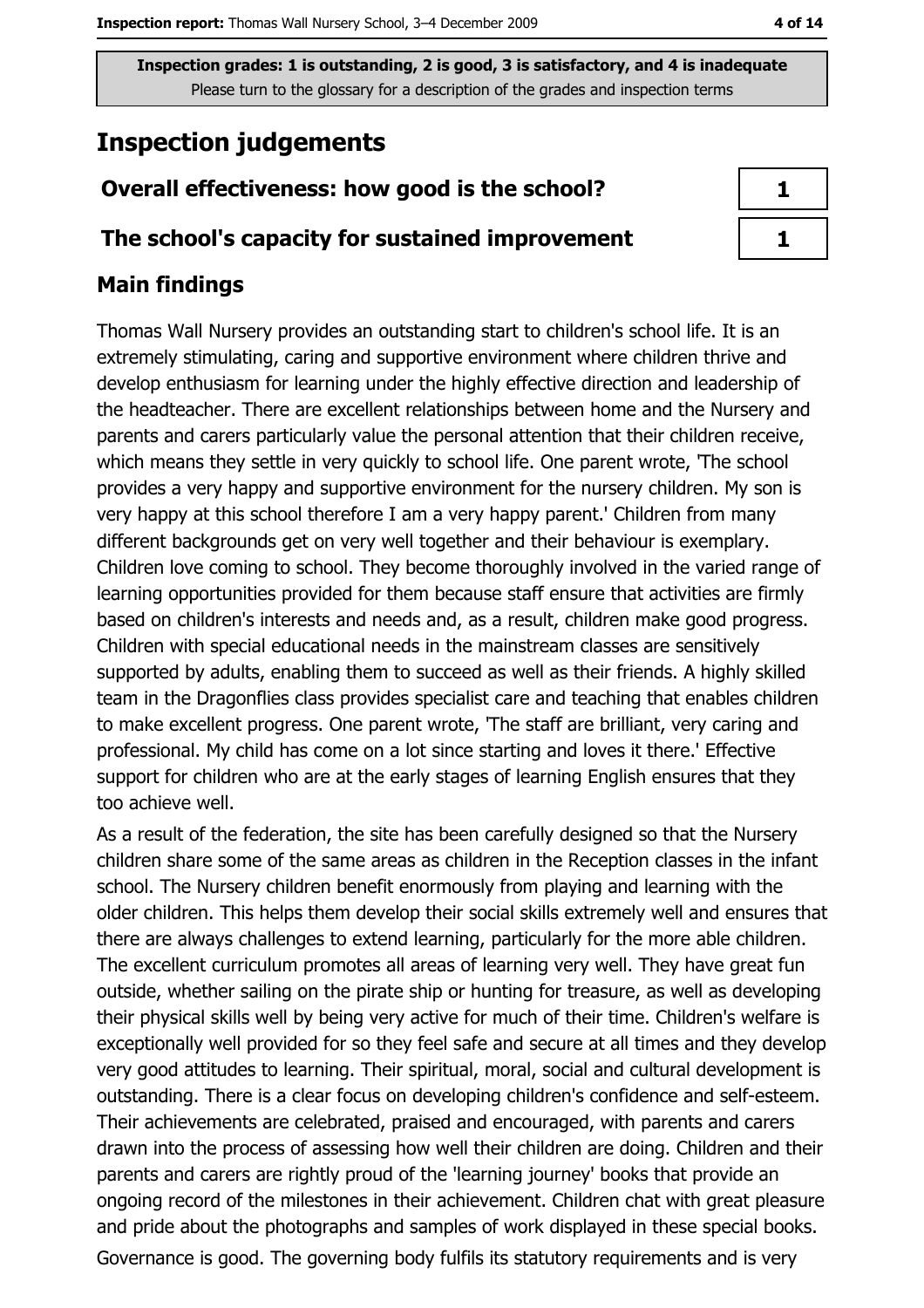Inspection grades: 1 is outstanding, 2 is good, 3 is satisfactory, and 4 is inadequate
Please turn to the glossary for a description of the grades and inspection terms

## Inspection judgements

| | |
|---|---|
| **Overall effectiveness: how good is the school?** | 1 |
| **The school's capacity for sustained improvement** | 1 |

### Main findings

Thomas Wall Nursery provides an outstanding start to children's school life. It is an extremely stimulating, caring and supportive environment where children thrive and develop enthusiasm for learning under the highly effective direction and leadership of the headteacher. There are excellent relationships between home and the Nursery and parents and carers particularly value the personal attention that their children receive, which means they settle in very quickly to school life. One parent wrote, 'The school provides a very happy and supportive environment for the nursery children. My son is very happy at this school therefore I am a very happy parent.' Children from many different backgrounds get on very well together and their behaviour is exemplary. Children love coming to school. They become thoroughly involved in the varied range of learning opportunities provided for them because staff ensure that activities are firmly based on children's interests and needs and, as a result, children make good progress. Children with special educational needs in the mainstream classes are sensitively supported by adults, enabling them to succeed as well as their friends. A highly skilled team in the Dragonflies class provides specialist care and teaching that enables children to make excellent progress. One parent wrote, 'The staff are brilliant, very caring and professional. My child has come on a lot since starting and loves it there.' Effective support for children who are at the early stages of learning English ensures that they too achieve well.

As a result of the federation, the site has been carefully designed so that the Nursery children share some of the same areas as children in the Reception classes in the infant school. The Nursery children benefit enormously from playing and learning with the older children. This helps them develop their social skills extremely well and ensures that there are always challenges to extend learning, particularly for the more able children. The excellent curriculum promotes all areas of learning very well. They have great fun outside, whether sailing on the pirate ship or hunting for treasure, as well as developing their physical skills well by being very active for much of their time. Children's welfare is exceptionally well provided for so they feel safe and secure at all times and they develop very good attitudes to learning. Their spiritual, moral, social and cultural development is outstanding. There is a clear focus on developing children's confidence and self-esteem. Their achievements are celebrated, praised and encouraged, with parents and carers drawn into the process of assessing how well their children are doing. Children and their parents and carers are rightly proud of the 'learning journey' books that provide an ongoing record of the milestones in their achievement. Children chat with great pleasure and pride about the photographs and samples of work displayed in these special books.

Governance is good. The governing body fulfils its statutory requirements and is very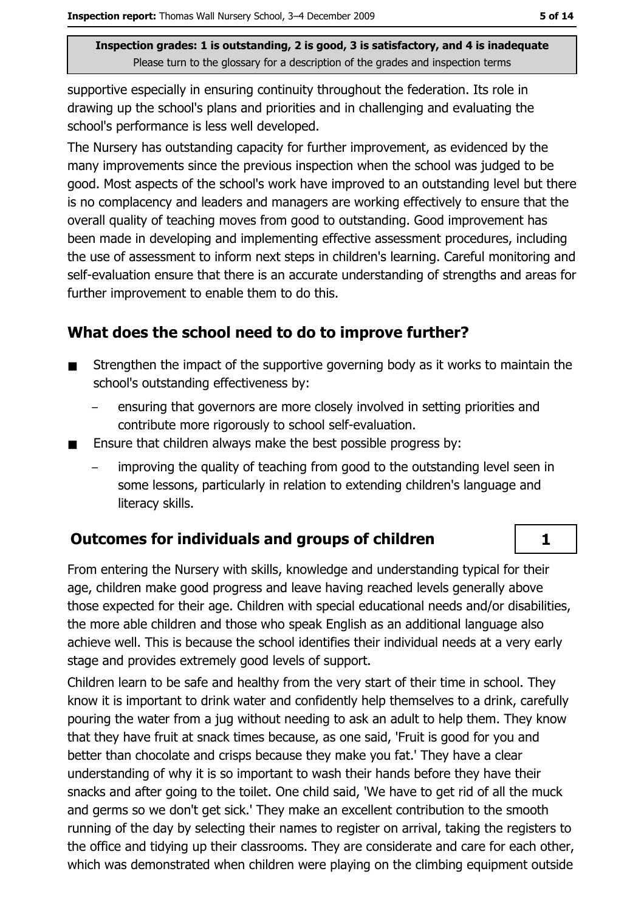supportive especially in ensuring continuity throughout the federation. Its role in drawing up the school's plans and priorities and in challenging and evaluating the school's performance is less well developed.

The Nursery has outstanding capacity for further improvement, as evidenced by the many improvements since the previous inspection when the school was judged to be good. Most aspects of the school's work have improved to an outstanding level but there is no complacency and leaders and managers are working effectively to ensure that the overall quality of teaching moves from good to outstanding. Good improvement has been made in developing and implementing effective assessment procedures, including the use of assessment to inform next steps in children's learning. Careful monitoring and self-evaluation ensure that there is an accurate understanding of strengths and areas for further improvement to enable them to do this.

## What does the school need to do to improve further?

- Strengthen the impact of the supportive governing body as it works to maintain the school's outstanding effectiveness by:
  - ensuring that governors are more closely involved in setting priorities and contribute more rigorously to school self-evaluation.
- Ensure that children always make the best possible progress by:
  - improving the quality of teaching from good to the outstanding level seen in some lessons, particularly in relation to extending children's language and literacy skills.

## Outcomes for individuals and groups of children — 1

From entering the Nursery with skills, knowledge and understanding typical for their age, children make good progress and leave having reached levels generally above those expected for their age. Children with special educational needs and/or disabilities, the more able children and those who speak English as an additional language also achieve well. This is because the school identifies their individual needs at a very early stage and provides extremely good levels of support.

Children learn to be safe and healthy from the very start of their time in school. They know it is important to drink water and confidently help themselves to a drink, carefully pouring the water from a jug without needing to ask an adult to help them. They know that they have fruit at snack times because, as one said, 'Fruit is good for you and better than chocolate and crisps because they make you fat.' They have a clear understanding of why it is so important to wash their hands before they have their snacks and after going to the toilet. One child said, 'We have to get rid of all the muck and germs so we don't get sick.' They make an excellent contribution to the smooth running of the day by selecting their names to register on arrival, taking the registers to the office and tidying up their classrooms. They are considerate and care for each other, which was demonstrated when children were playing on the climbing equipment outside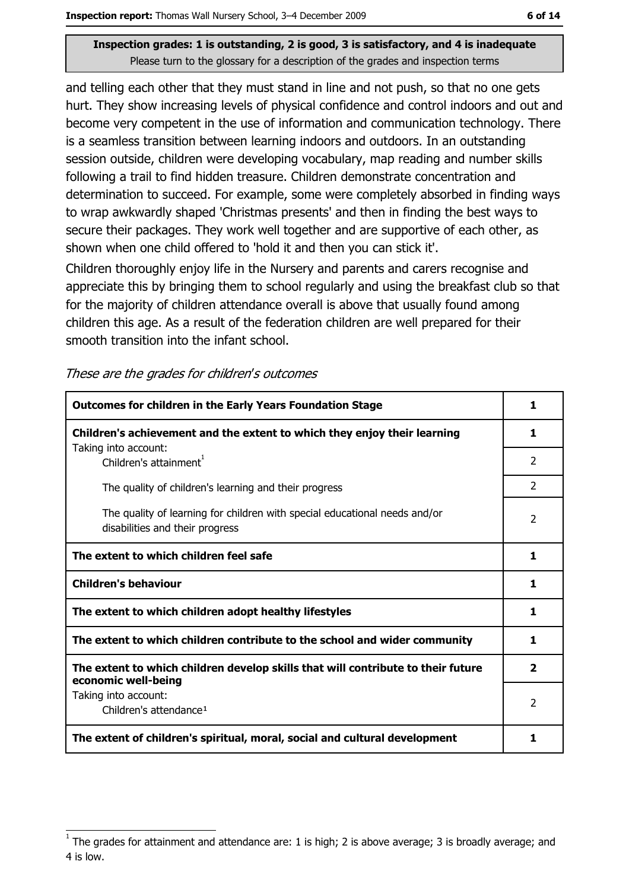**Inspection grades: 1 is outstanding, 2 is good, 3 is satisfactory, and 4 is inadequate**
Please turn to the glossary for a description of the grades and inspection terms

and telling each other that they must stand in line and not push, so that no one gets hurt. They show increasing levels of physical confidence and control indoors and out and become very competent in the use of information and communication technology. There is a seamless transition between learning indoors and outdoors. In an outstanding session outside, children were developing vocabulary, map reading and number skills following a trail to find hidden treasure. Children demonstrate concentration and determination to succeed. For example, some were completely absorbed in finding ways to wrap awkwardly shaped 'Christmas presents' and then in finding the best ways to secure their packages. They work well together and are supportive of each other, as shown when one child offered to 'hold it and then you can stick it'.

Children thoroughly enjoy life in the Nursery and parents and carers recognise and appreciate this by bringing them to school regularly and using the breakfast club so that for the majority of children attendance overall is above that usually found among children this age. As a result of the federation children are well prepared for their smooth transition into the infant school.

*These are the grades for children's outcomes*

| Outcomes for children in the Early Years Foundation Stage | 1 |
|---|---|
| **Children's achievement and the extent to which they enjoy their learning**<br>Taking into account: | **1** |
| Children's attainment[1] | 2 |
| The quality of children's learning and their progress | 2 |
| The quality of learning for children with special educational needs and/or disabilities and their progress | 2 |
| **The extent to which children feel safe** | **1** |
| **Children's behaviour** | **1** |
| **The extent to which children adopt healthy lifestyles** | **1** |
| **The extent to which children contribute to the school and wider community** | **1** |
| **The extent to which children develop skills that will contribute to their future economic well-being**<br>Taking into account: | **2** |
| Children's attendance[1] | 2 |
| **The extent of children's spiritual, moral, social and cultural development** | **1** |

[1] The grades for attainment and attendance are: 1 is high; 2 is above average; 3 is broadly average; and 4 is low.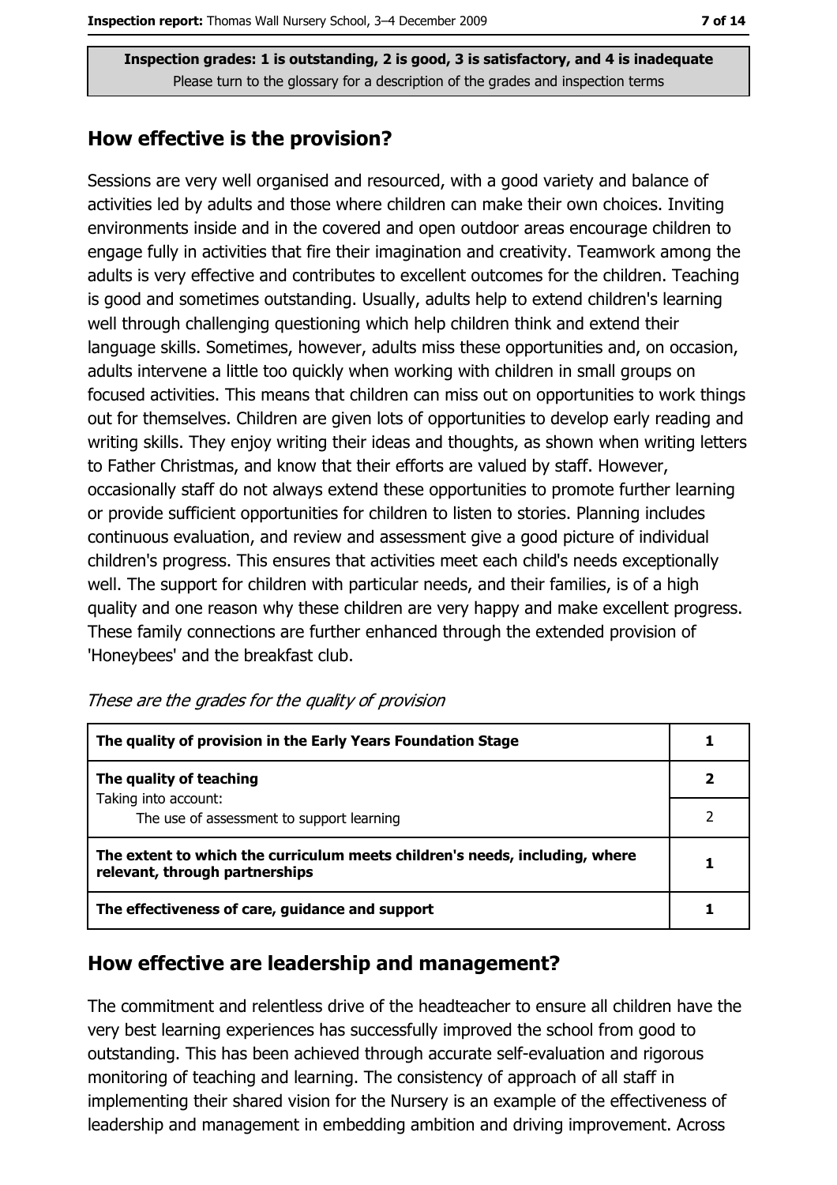**Inspection grades: 1 is outstanding, 2 is good, 3 is satisfactory, and 4 is inadequate**
Please turn to the glossary for a description of the grades and inspection terms

## How effective is the provision?

Sessions are very well organised and resourced, with a good variety and balance of activities led by adults and those where children can make their own choices. Inviting environments inside and in the covered and open outdoor areas encourage children to engage fully in activities that fire their imagination and creativity. Teamwork among the adults is very effective and contributes to excellent outcomes for the children. Teaching is good and sometimes outstanding. Usually, adults help to extend children's learning well through challenging questioning which help children think and extend their language skills. Sometimes, however, adults miss these opportunities and, on occasion, adults intervene a little too quickly when working with children in small groups on focused activities. This means that children can miss out on opportunities to work things out for themselves. Children are given lots of opportunities to develop early reading and writing skills. They enjoy writing their ideas and thoughts, as shown when writing letters to Father Christmas, and know that their efforts are valued by staff. However, occasionally staff do not always extend these opportunities to promote further learning or provide sufficient opportunities for children to listen to stories. Planning includes continuous evaluation, and review and assessment give a good picture of individual children's progress. This ensures that activities meet each child's needs exceptionally well. The support for children with particular needs, and their families, is of a high quality and one reason why these children are very happy and make excellent progress. These family connections are further enhanced through the extended provision of 'Honeybees' and the breakfast club.

*These are the grades for the quality of provision*

| | |
|---|---|
| **The quality of provision in the Early Years Foundation Stage** | **1** |
| **The quality of teaching** | **2** |
| Taking into account: The use of assessment to support learning | 2 |
| **The extent to which the curriculum meets children's needs, including, where relevant, through partnerships** | **1** |
| **The effectiveness of care, guidance and support** | **1** |

## How effective are leadership and management?

The commitment and relentless drive of the headteacher to ensure all children have the very best learning experiences has successfully improved the school from good to outstanding. This has been achieved through accurate self-evaluation and rigorous monitoring of teaching and learning. The consistency of approach of all staff in implementing their shared vision for the Nursery is an example of the effectiveness of leadership and management in embedding ambition and driving improvement. Across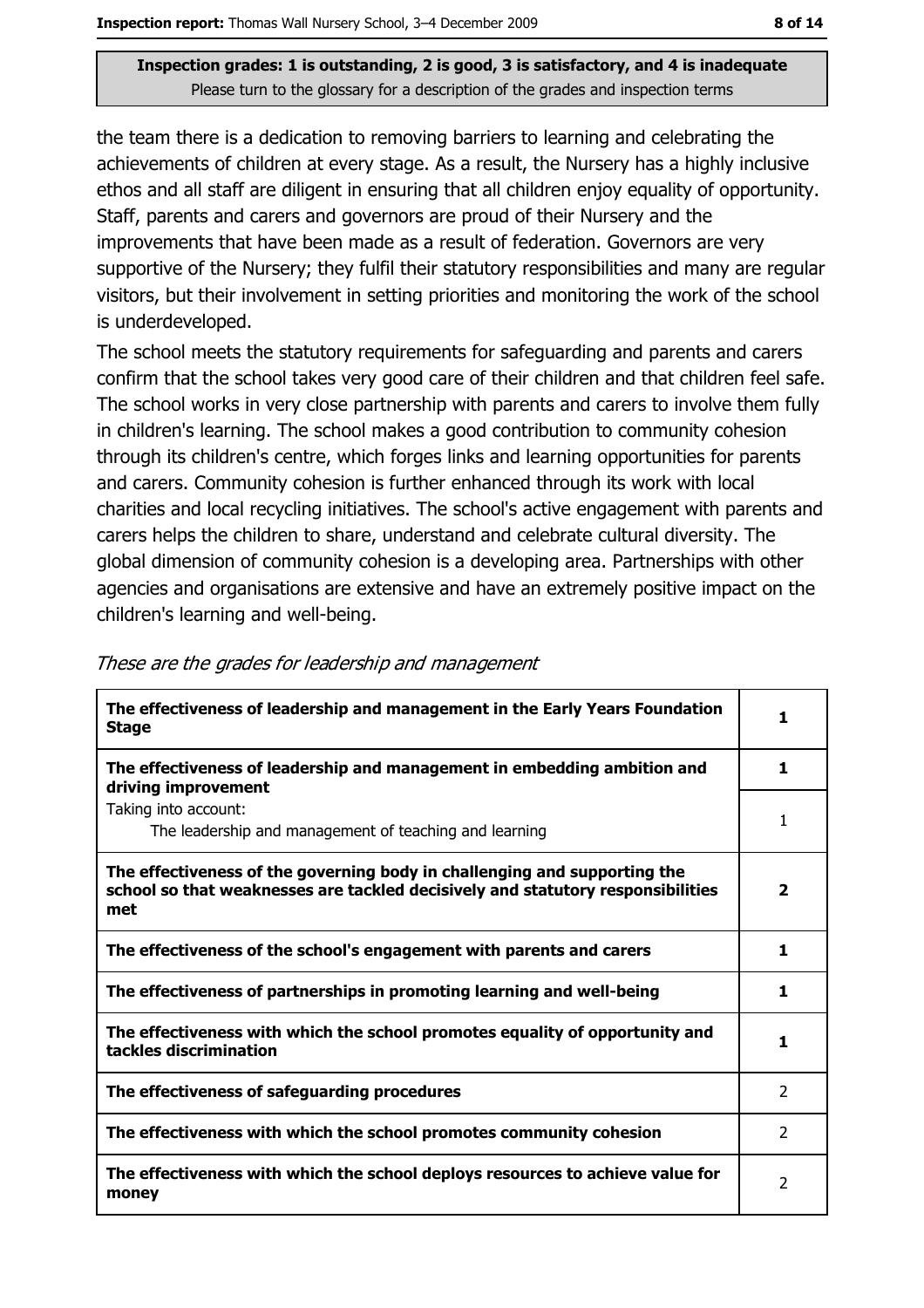the team there is a dedication to removing barriers to learning and celebrating the achievements of children at every stage. As a result, the Nursery has a highly inclusive ethos and all staff are diligent in ensuring that all children enjoy equality of opportunity. Staff, parents and carers and governors are proud of their Nursery and the improvements that have been made as a result of federation. Governors are very supportive of the Nursery; they fulfil their statutory responsibilities and many are regular visitors, but their involvement in setting priorities and monitoring the work of the school is underdeveloped.

The school meets the statutory requirements for safeguarding and parents and carers confirm that the school takes very good care of their children and that children feel safe. The school works in very close partnership with parents and carers to involve them fully in children's learning. The school makes a good contribution to community cohesion through its children's centre, which forges links and learning opportunities for parents and carers. Community cohesion is further enhanced through its work with local charities and local recycling initiatives. The school's active engagement with parents and carers helps the children to share, understand and celebrate cultural diversity. The global dimension of community cohesion is a developing area. Partnerships with other agencies and organisations are extensive and have an extremely positive impact on the children's learning and well-being.

*These are the grades for leadership and management*

| | |
|---|---|
| **The effectiveness of leadership and management in the Early Years Foundation Stage** | **1** |
| **The effectiveness of leadership and management in embedding ambition and driving improvement** | **1** |
| Taking into account: The leadership and management of teaching and learning | 1 |
| **The effectiveness of the governing body in challenging and supporting the school so that weaknesses are tackled decisively and statutory responsibilities met** | **2** |
| **The effectiveness of the school's engagement with parents and carers** | **1** |
| **The effectiveness of partnerships in promoting learning and well-being** | **1** |
| **The effectiveness with which the school promotes equality of opportunity and tackles discrimination** | **1** |
| **The effectiveness of safeguarding procedures** | 2 |
| **The effectiveness with which the school promotes community cohesion** | 2 |
| **The effectiveness with which the school deploys resources to achieve value for money** | 2 |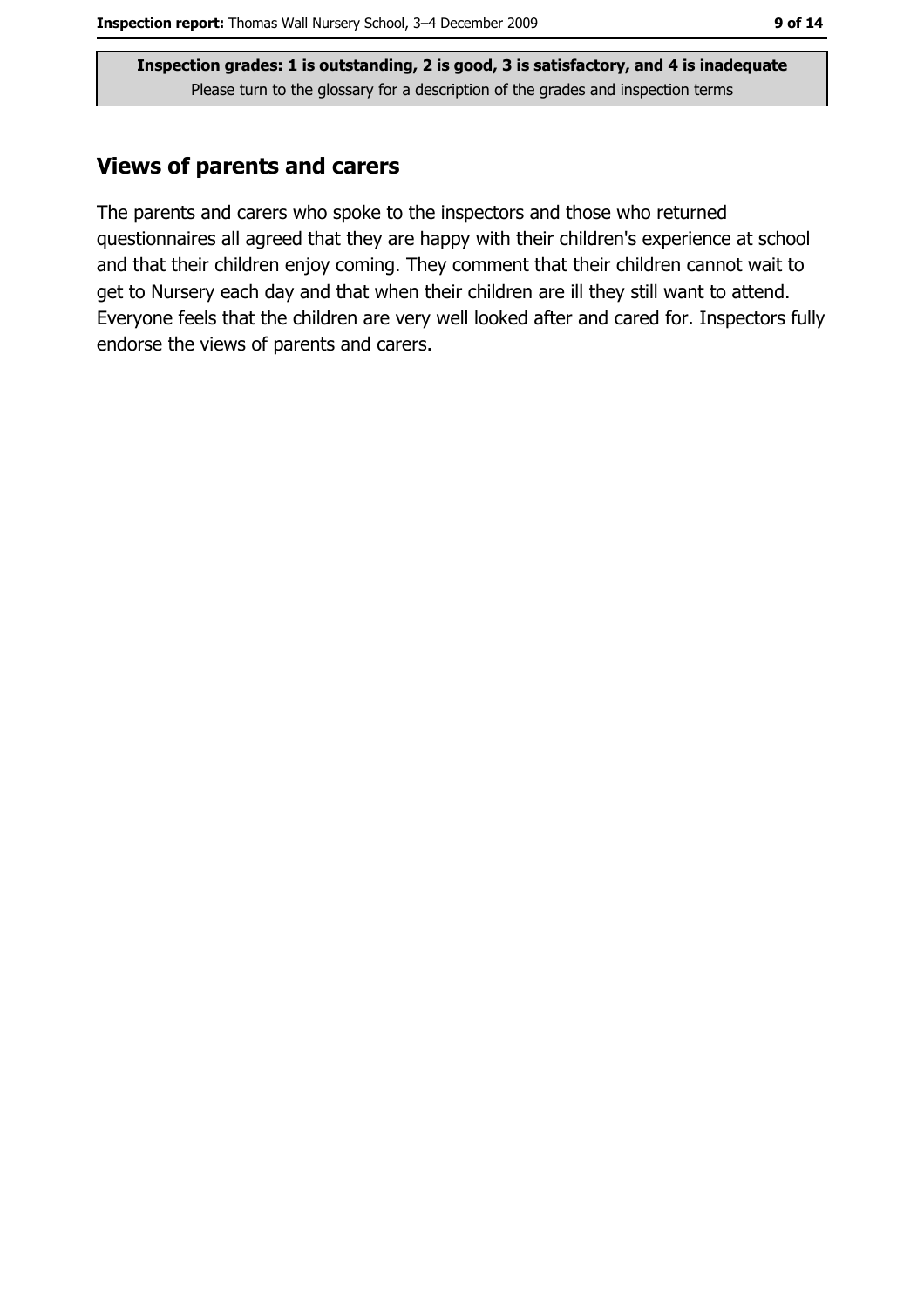Inspection grades: 1 is outstanding, 2 is good, 3 is satisfactory, and 4 is inadequate
Please turn to the glossary for a description of the grades and inspection terms

## Views of parents and carers

The parents and carers who spoke to the inspectors and those who returned questionnaires all agreed that they are happy with their children's experience at school and that their children enjoy coming. They comment that their children cannot wait to get to Nursery each day and that when their children are ill they still want to attend. Everyone feels that the children are very well looked after and cared for. Inspectors fully endorse the views of parents and carers.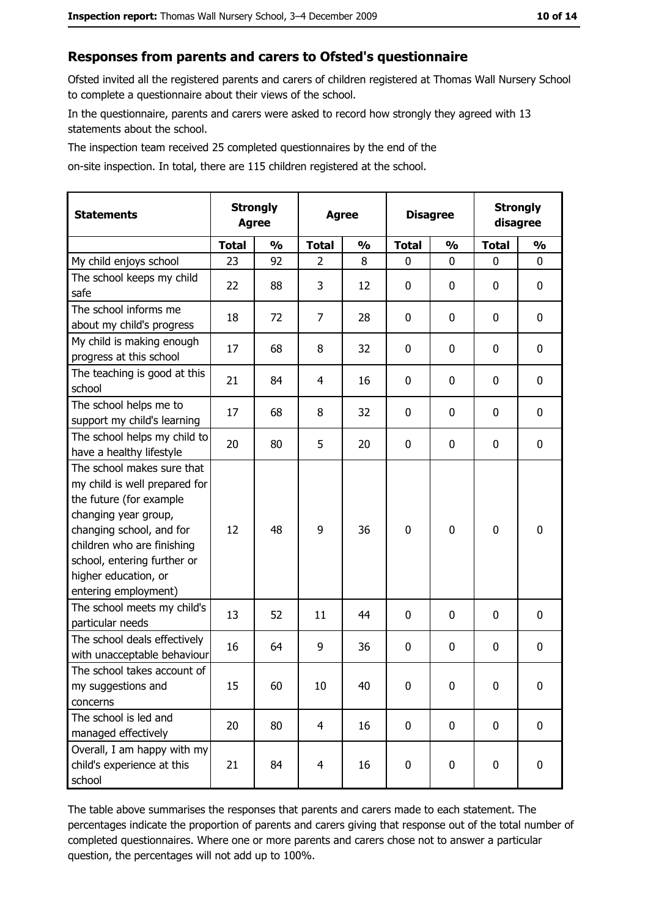## Responses from parents and carers to Ofsted's questionnaire

Ofsted invited all the registered parents and carers of children registered at Thomas Wall Nursery School to complete a questionnaire about their views of the school.

In the questionnaire, parents and carers were asked to record how strongly they agreed with 13 statements about the school.

The inspection team received 25 completed questionnaires by the end of the on-site inspection. In total, there are 115 children registered at the school.

| Statements | Strongly Agree | | Agree | | Disagree | | Strongly disagree | |
|---|---|---|---|---|---|---|---|---|
| | Total | % | Total | % | Total | % | Total | % |
| My child enjoys school | 23 | 92 | 2 | 8 | 0 | 0 | 0 | 0 |
| The school keeps my child safe | 22 | 88 | 3 | 12 | 0 | 0 | 0 | 0 |
| The school informs me about my child's progress | 18 | 72 | 7 | 28 | 0 | 0 | 0 | 0 |
| My child is making enough progress at this school | 17 | 68 | 8 | 32 | 0 | 0 | 0 | 0 |
| The teaching is good at this school | 21 | 84 | 4 | 16 | 0 | 0 | 0 | 0 |
| The school helps me to support my child's learning | 17 | 68 | 8 | 32 | 0 | 0 | 0 | 0 |
| The school helps my child to have a healthy lifestyle | 20 | 80 | 5 | 20 | 0 | 0 | 0 | 0 |
| The school makes sure that my child is well prepared for the future (for example changing year group, changing school, and for children who are finishing school, entering further or higher education, or entering employment) | 12 | 48 | 9 | 36 | 0 | 0 | 0 | 0 |
| The school meets my child's particular needs | 13 | 52 | 11 | 44 | 0 | 0 | 0 | 0 |
| The school deals effectively with unacceptable behaviour | 16 | 64 | 9 | 36 | 0 | 0 | 0 | 0 |
| The school takes account of my suggestions and concerns | 15 | 60 | 10 | 40 | 0 | 0 | 0 | 0 |
| The school is led and managed effectively | 20 | 80 | 4 | 16 | 0 | 0 | 0 | 0 |
| Overall, I am happy with my child's experience at this school | 21 | 84 | 4 | 16 | 0 | 0 | 0 | 0 |

The table above summarises the responses that parents and carers made to each statement. The percentages indicate the proportion of parents and carers giving that response out of the total number of completed questionnaires. Where one or more parents and carers chose not to answer a particular question, the percentages will not add up to 100%.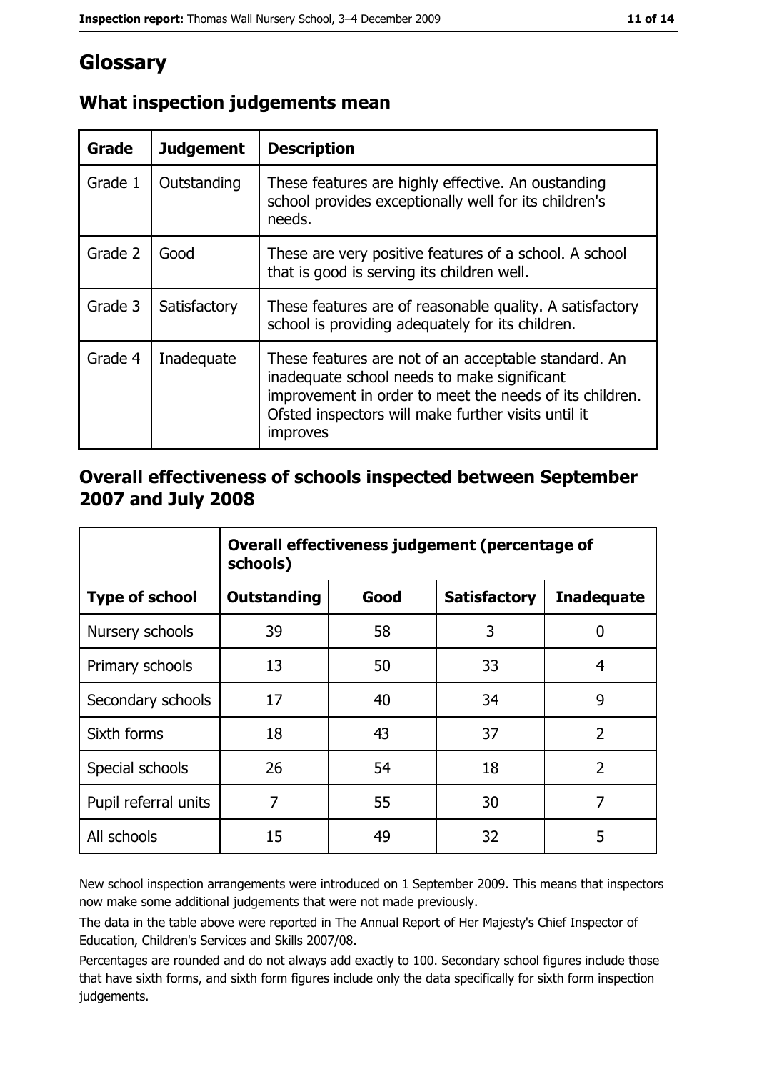# Glossary

## What inspection judgements mean

| Grade | Judgement | Description |
|---|---|---|
| Grade 1 | Outstanding | These features are highly effective. An oustanding school provides exceptionally well for its children's needs. |
| Grade 2 | Good | These are very positive features of a school. A school that is good is serving its children well. |
| Grade 3 | Satisfactory | These features are of reasonable quality. A satisfactory school is providing adequately for its children. |
| Grade 4 | Inadequate | These features are not of an acceptable standard. An inadequate school needs to make significant improvement in order to meet the needs of its children. Ofsted inspectors will make further visits until it improves |

## Overall effectiveness of schools inspected between September 2007 and July 2008

| | Overall effectiveness judgement (percentage of schools) | | | |
|---|---|---|---|---|
| **Type of school** | **Outstanding** | **Good** | **Satisfactory** | **Inadequate** |
| Nursery schools | 39 | 58 | 3 | 0 |
| Primary schools | 13 | 50 | 33 | 4 |
| Secondary schools | 17 | 40 | 34 | 9 |
| Sixth forms | 18 | 43 | 37 | 2 |
| Special schools | 26 | 54 | 18 | 2 |
| Pupil referral units | 7 | 55 | 30 | 7 |
| All schools | 15 | 49 | 32 | 5 |

New school inspection arrangements were introduced on 1 September 2009. This means that inspectors now make some additional judgements that were not made previously.

The data in the table above were reported in The Annual Report of Her Majesty's Chief Inspector of Education, Children's Services and Skills 2007/08.

Percentages are rounded and do not always add exactly to 100. Secondary school figures include those that have sixth forms, and sixth form figures include only the data specifically for sixth form inspection judgements.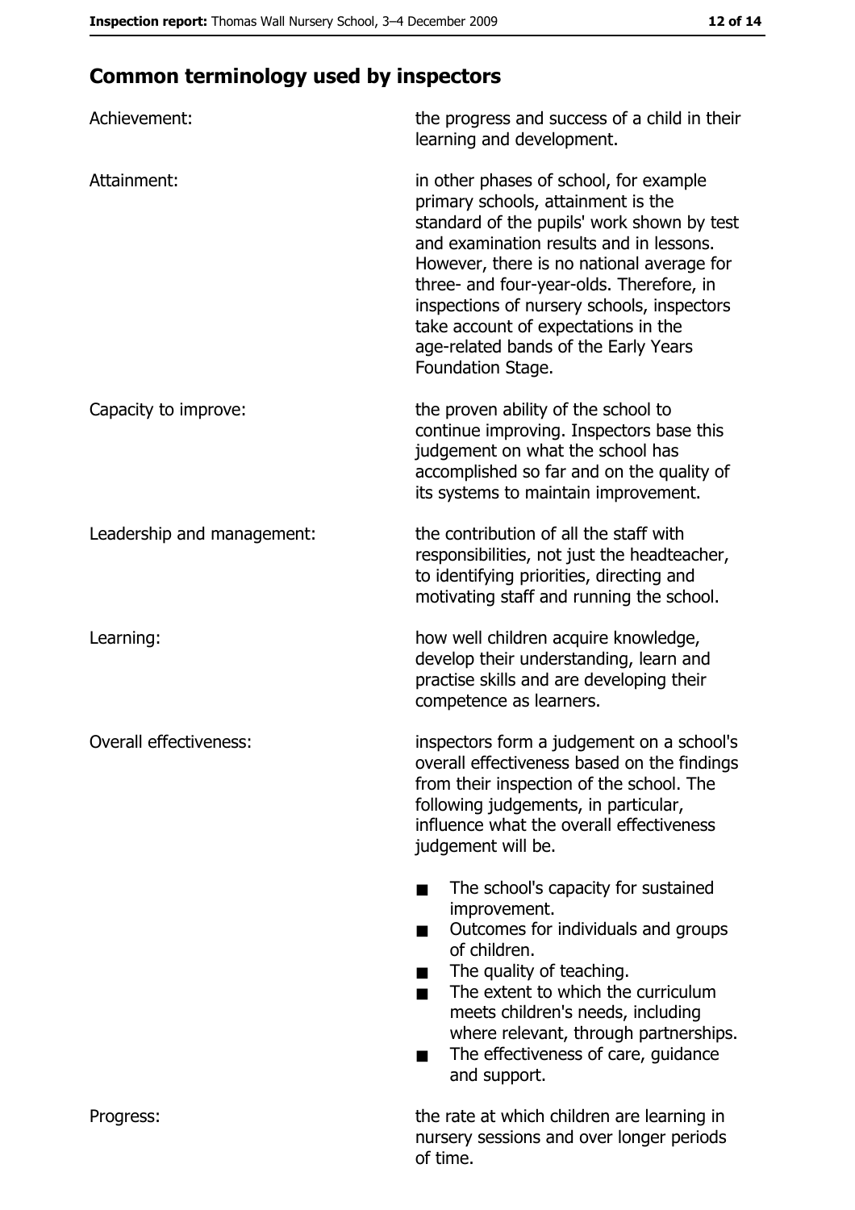## Common terminology used by inspectors

**Achievement:** the progress and success of a child in their learning and development.

**Attainment:** in other phases of school, for example primary schools, attainment is the standard of the pupils' work shown by test and examination results and in lessons. However, there is no national average for three- and four-year-olds. Therefore, in inspections of nursery schools, inspectors take account of expectations in the age-related bands of the Early Years Foundation Stage.

**Capacity to improve:** the proven ability of the school to continue improving. Inspectors base this judgement on what the school has accomplished so far and on the quality of its systems to maintain improvement.

**Leadership and management:** the contribution of all the staff with responsibilities, not just the headteacher, to identifying priorities, directing and motivating staff and running the school.

**Learning:** how well children acquire knowledge, develop their understanding, learn and practise skills and are developing their competence as learners.

**Overall effectiveness:** inspectors form a judgement on a school's overall effectiveness based on the findings from their inspection of the school. The following judgements, in particular, influence what the overall effectiveness judgement will be.

- The school's capacity for sustained improvement.
- Outcomes for individuals and groups of children.
- The quality of teaching.
- The extent to which the curriculum meets children's needs, including where relevant, through partnerships.
- The effectiveness of care, guidance and support.

**Progress:** the rate at which children are learning in nursery sessions and over longer periods of time.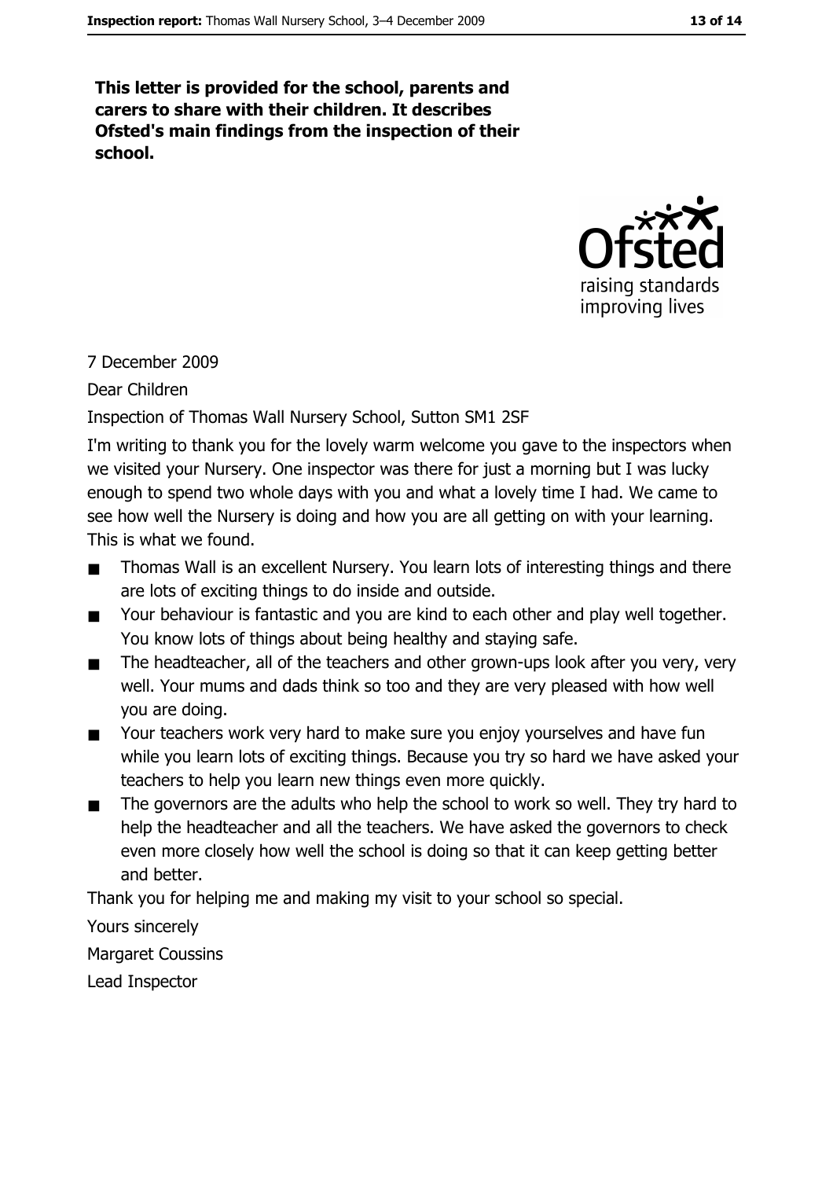**This letter is provided for the school, parents and carers to share with their children. It describes Ofsted's main findings from the inspection of their school.**

7 December 2009

Dear Children

Inspection of Thomas Wall Nursery School, Sutton SM1 2SF

I'm writing to thank you for the lovely warm welcome you gave to the inspectors when we visited your Nursery. One inspector was there for just a morning but I was lucky enough to spend two whole days with you and what a lovely time I had. We came to see how well the Nursery is doing and how you are all getting on with your learning. This is what we found.

- Thomas Wall is an excellent Nursery. You learn lots of interesting things and there are lots of exciting things to do inside and outside.
- Your behaviour is fantastic and you are kind to each other and play well together. You know lots of things about being healthy and staying safe.
- The headteacher, all of the teachers and other grown-ups look after you very, very well. Your mums and dads think so too and they are very pleased with how well you are doing.
- Your teachers work very hard to make sure you enjoy yourselves and have fun while you learn lots of exciting things. Because you try so hard we have asked your teachers to help you learn new things even more quickly.
- The governors are the adults who help the school to work so well. They try hard to help the headteacher and all the teachers. We have asked the governors to check even more closely how well the school is doing so that it can keep getting better and better.

Thank you for helping me and making my visit to your school so special.

Yours sincerely

Margaret Coussins

Lead Inspector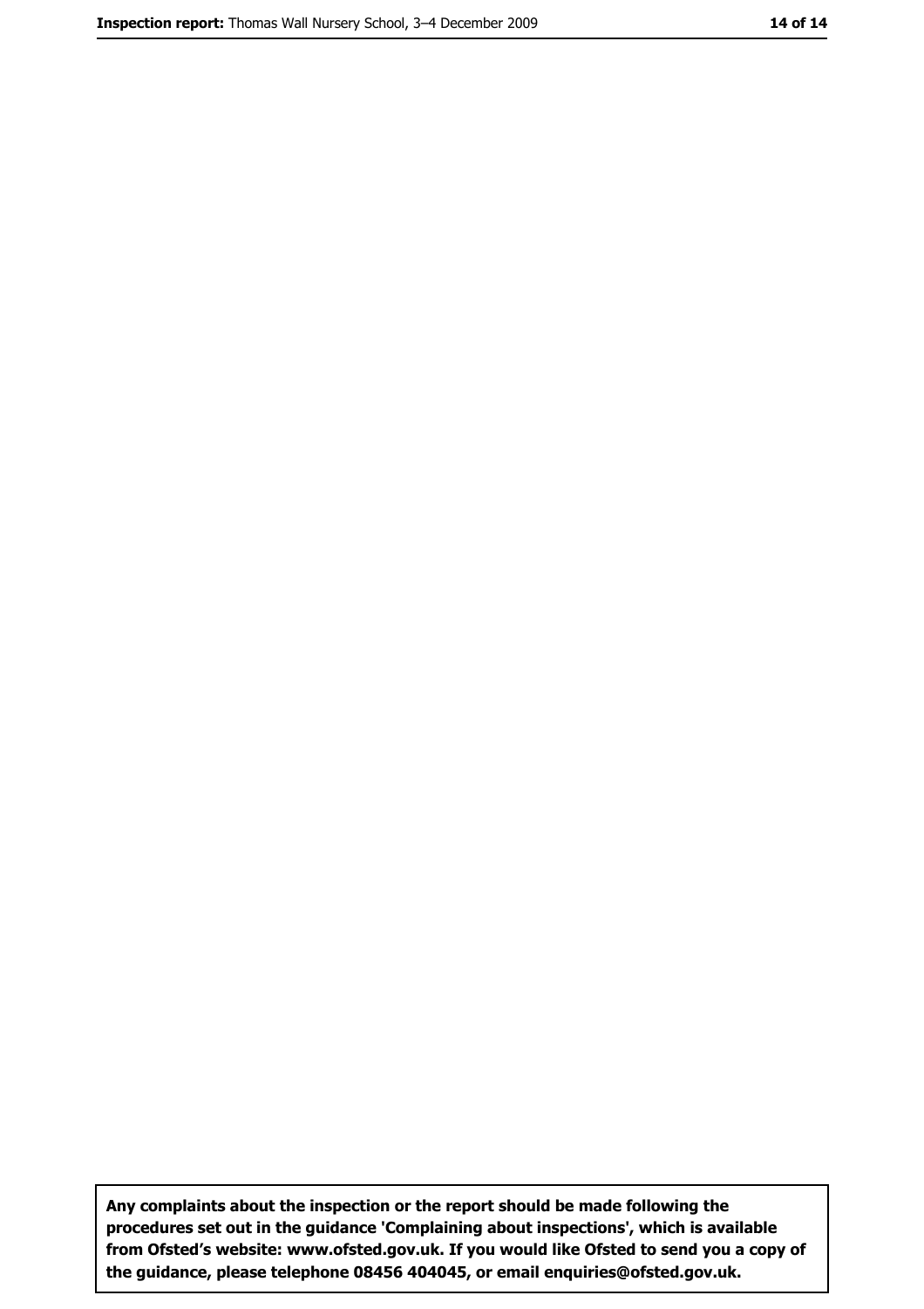**Any complaints about the inspection or the report should be made following the procedures set out in the guidance 'Complaining about inspections', which is available from Ofsted's website: www.ofsted.gov.uk. If you would like Ofsted to send you a copy of the guidance, please telephone 08456 404045, or email enquiries@ofsted.gov.uk.**